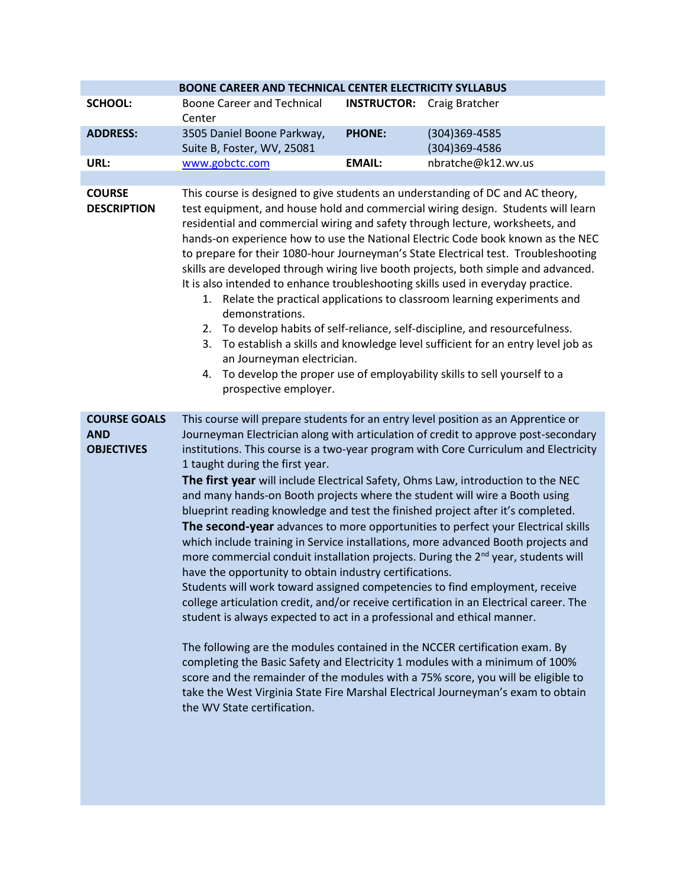# BOONE CAREER AND TECHNICAL CENTER ELECTRICITY SYLLABUS

| | | | |
|---|---|---|---|
| **SCHOOL:** | Boone Career and Technical Center | **INSTRUCTOR:** | Craig Bratcher |
| **ADDRESS:** | 3505 Daniel Boone Parkway, Suite B, Foster, WV, 25081 | **PHONE:** | (304)369-4585<br>(304)369-4586 |
| **URL:** | www.gobctc.com | **EMAIL:** | nbratche@k12.wv.us |

**COURSE DESCRIPTION**

This course is designed to give students an understanding of DC and AC theory, test equipment, and house hold and commercial wiring design. Students will learn residential and commercial wiring and safety through lecture, worksheets, and hands-on experience how to use the National Electric Code book known as the NEC to prepare for their 1080-hour Journeyman's State Electrical test. Troubleshooting skills are developed through wiring live booth projects, both simple and advanced. It is also intended to enhance troubleshooting skills used in everyday practice.

1. Relate the practical applications to classroom learning experiments and demonstrations.
2. To develop habits of self-reliance, self-discipline, and resourcefulness.
3. To establish a skills and knowledge level sufficient for an entry level job as an Journeyman electrician.
4. To develop the proper use of employability skills to sell yourself to a prospective employer.

**COURSE GOALS AND OBJECTIVES**

This course will prepare students for an entry level position as an Apprentice or Journeyman Electrician along with articulation of credit to approve post-secondary institutions. This course is a two-year program with Core Curriculum and Electricity 1 taught during the first year.

**The first year** will include Electrical Safety, Ohms Law, introduction to the NEC and many hands-on Booth projects where the student will wire a Booth using blueprint reading knowledge and test the finished project after it's completed.

**The second-year** advances to more opportunities to perfect your Electrical skills which include training in Service installations, more advanced Booth projects and more commercial conduit installation projects. During the 2nd year, students will have the opportunity to obtain industry certifications.

Students will work toward assigned competencies to find employment, receive college articulation credit, and/or receive certification in an Electrical career. The student is always expected to act in a professional and ethical manner.

The following are the modules contained in the NCCER certification exam. By completing the Basic Safety and Electricity 1 modules with a minimum of 100% score and the remainder of the modules with a 75% score, you will be eligible to take the West Virginia State Fire Marshal Electrical Journeyman's exam to obtain the WV State certification.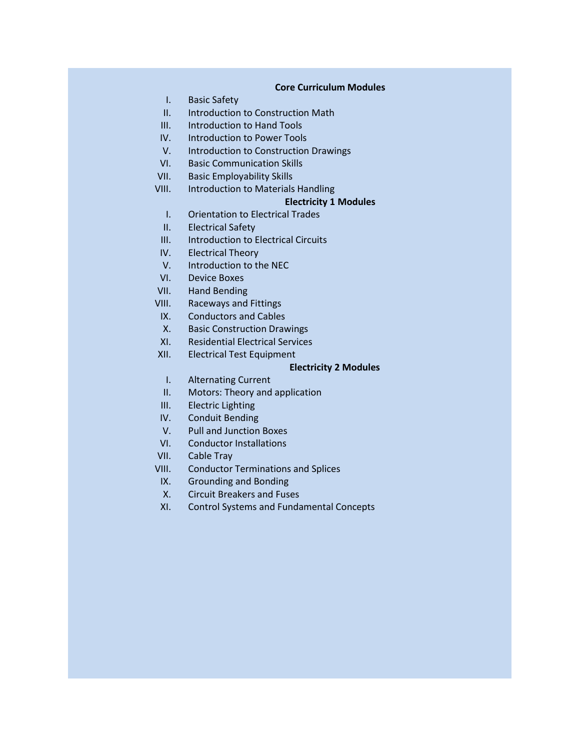**Core Curriculum Modules**

I. Basic Safety
II. Introduction to Construction Math
III. Introduction to Hand Tools
IV. Introduction to Power Tools
V. Introduction to Construction Drawings
VI. Basic Communication Skills
VII. Basic Employability Skills
VIII. Introduction to Materials Handling

**Electricity 1 Modules**

I. Orientation to Electrical Trades
II. Electrical Safety
III. Introduction to Electrical Circuits
IV. Electrical Theory
V. Introduction to the NEC
VI. Device Boxes
VII. Hand Bending
VIII. Raceways and Fittings
IX. Conductors and Cables
X. Basic Construction Drawings
XI. Residential Electrical Services
XII. Electrical Test Equipment

**Electricity 2 Modules**

I. Alternating Current
II. Motors: Theory and application
III. Electric Lighting
IV. Conduit Bending
V. Pull and Junction Boxes
VI. Conductor Installations
VII. Cable Tray
VIII. Conductor Terminations and Splices
IX. Grounding and Bonding
X. Circuit Breakers and Fuses
XI. Control Systems and Fundamental Concepts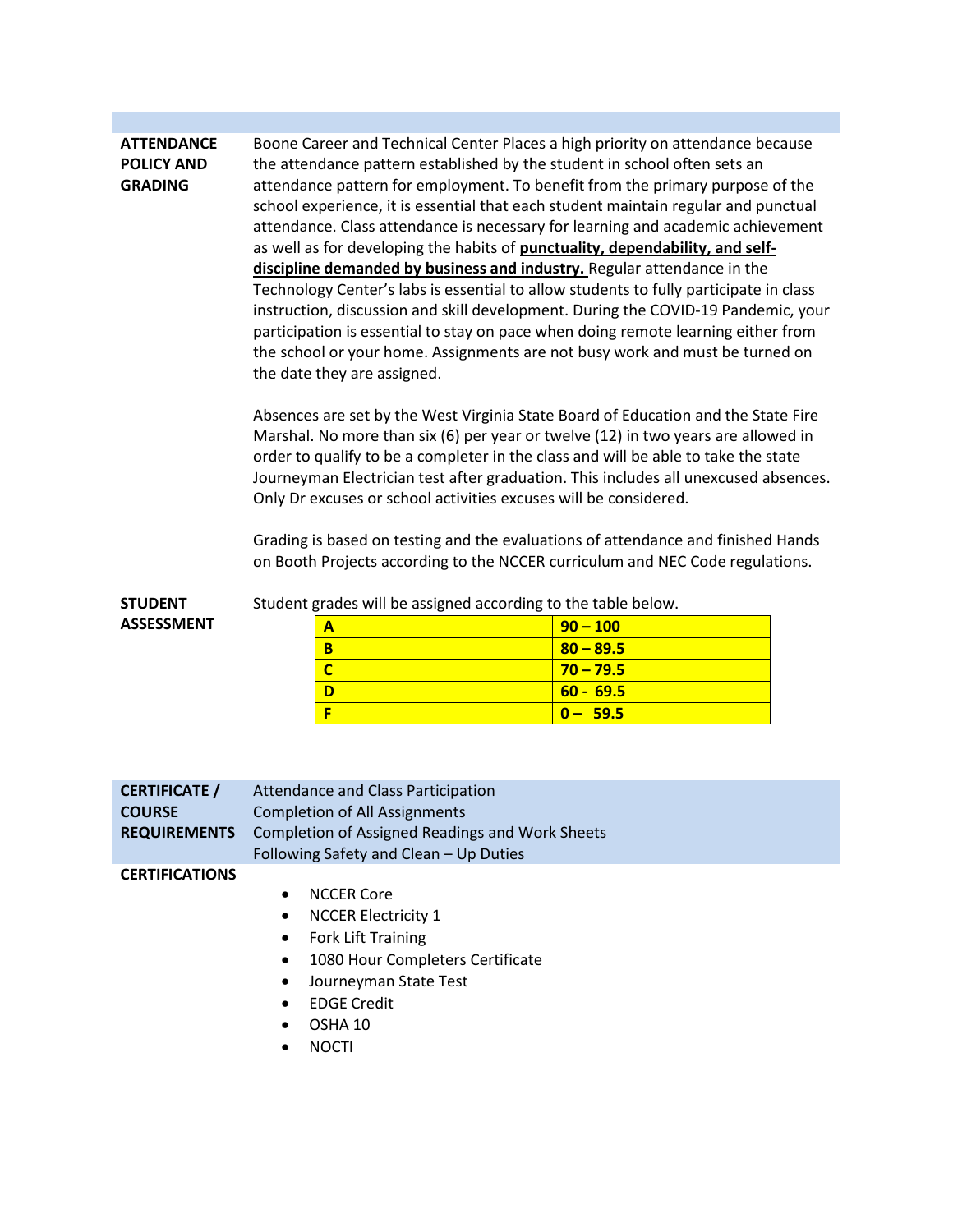**ATTENDANCE POLICY AND GRADING**

Boone Career and Technical Center Places a high priority on attendance because the attendance pattern established by the student in school often sets an attendance pattern for employment. To benefit from the primary purpose of the school experience, it is essential that each student maintain regular and punctual attendance. Class attendance is necessary for learning and academic achievement as well as for developing the habits of **punctuality, dependability, and self-discipline demanded by business and industry.** Regular attendance in the Technology Center's labs is essential to allow students to fully participate in class instruction, discussion and skill development. During the COVID-19 Pandemic, your participation is essential to stay on pace when doing remote learning either from the school or your home. Assignments are not busy work and must be turned on the date they are assigned.

Absences are set by the West Virginia State Board of Education and the State Fire Marshal. No more than six (6) per year or twelve (12) in two years are allowed in order to qualify to be a completer in the class and will be able to take the state Journeyman Electrician test after graduation. This includes all unexcused absences. Only Dr excuses or school activities excuses will be considered.

Grading is based on testing and the evaluations of attendance and finished Hands on Booth Projects according to the NCCER curriculum and NEC Code regulations.

**STUDENT ASSESSMENT**

Student grades will be assigned according to the table below.

| Grade | Range |
|---|---|
| **A** | **90 – 100** |
| **B** | **80 – 89.5** |
| **C** | **70 – 79.5** |
| **D** | **60 - 69.5** |
| **F** | **0 – 59.5** |

**CERTIFICATE / COURSE REQUIREMENTS**

Attendance and Class Participation
Completion of All Assignments
Completion of Assigned Readings and Work Sheets
Following Safety and Clean – Up Duties

**CERTIFICATIONS**

- NCCER Core
- NCCER Electricity 1
- Fork Lift Training
- 1080 Hour Completers Certificate
- Journeyman State Test
- EDGE Credit
- OSHA 10
- NOCTI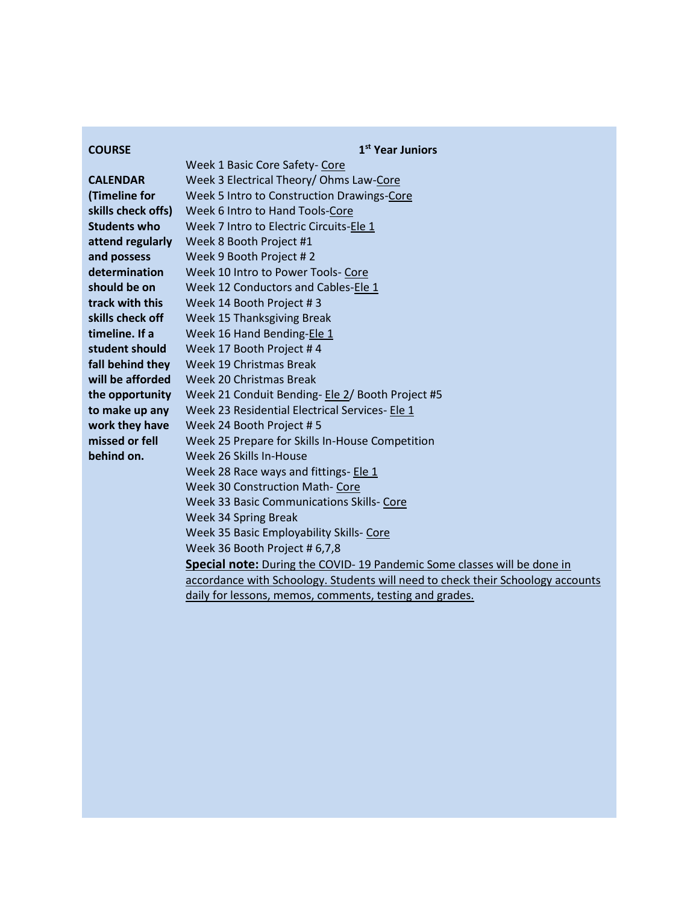| **COURSE** | **1st Year Juniors** |
| --- | --- |
| **CALENDAR (Timeline for skills check offs) Students who attend regularly and possess determination should be on track with this skills check off timeline. If a student should fall behind they will be afforded the opportunity to make up any work they have missed or fell behind on.** | Week 1 Basic Core Safety- Core<br>Week 3 Electrical Theory/ Ohms Law-Core<br>Week 5 Intro to Construction Drawings-Core<br>Week 6 Intro to Hand Tools-Core<br>Week 7 Intro to Electric Circuits-Ele 1<br>Week 8 Booth Project #1<br>Week 9 Booth Project # 2<br>Week 10 Intro to Power Tools- Core<br>Week 12 Conductors and Cables-Ele 1<br>Week 14 Booth Project # 3<br>Week 15 Thanksgiving Break<br>Week 16 Hand Bending-Ele 1<br>Week 17 Booth Project # 4<br>Week 19 Christmas Break<br>Week 20 Christmas Break<br>Week 21 Conduit Bending- Ele 2/ Booth Project #5<br>Week 23 Residential Electrical Services- Ele 1<br>Week 24 Booth Project # 5<br>Week 25 Prepare for Skills In-House Competition<br>Week 26 Skills In-House<br>Week 28 Race ways and fittings- Ele 1<br>Week 30 Construction Math- Core<br>Week 33 Basic Communications Skills- Core<br>Week 34 Spring Break<br>Week 35 Basic Employability Skills- Core<br>Week 36 Booth Project # 6,7,8<br>**Special note:** During the COVID- 19 Pandemic Some classes will be done in accordance with Schoology. Students will need to check their Schoology accounts daily for lessons, memos, comments, testing and grades. |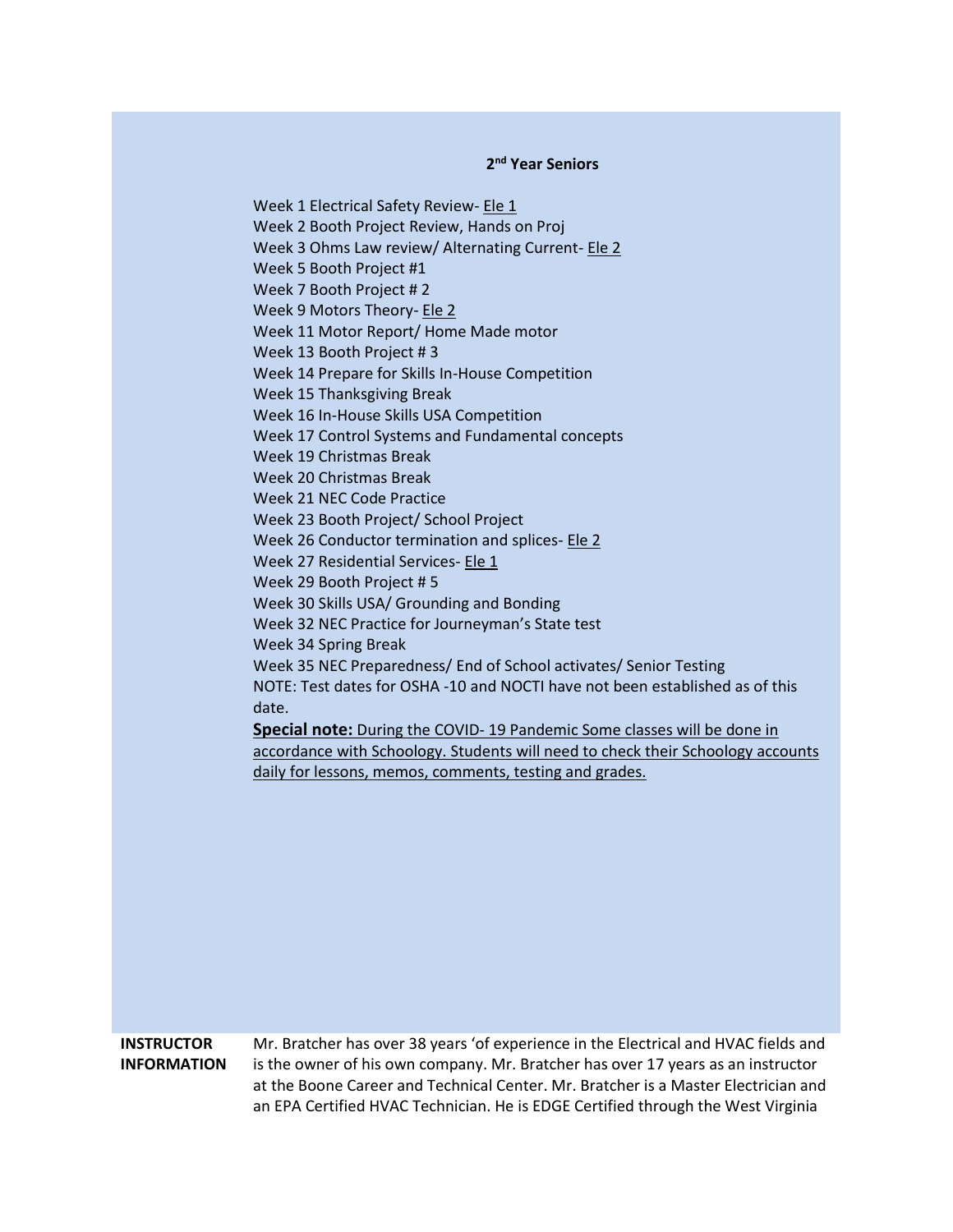**2nd Year Seniors**

Week 1 Electrical Safety Review- Ele 1
Week 2 Booth Project Review, Hands on Proj
Week 3 Ohms Law review/ Alternating Current- Ele 2
Week 5 Booth Project #1
Week 7 Booth Project # 2
Week 9 Motors Theory- Ele 2
Week 11 Motor Report/ Home Made motor
Week 13 Booth Project # 3
Week 14 Prepare for Skills In-House Competition
Week 15 Thanksgiving Break
Week 16 In-House Skills USA Competition
Week 17 Control Systems and Fundamental concepts
Week 19 Christmas Break
Week 20 Christmas Break
Week 21 NEC Code Practice
Week 23 Booth Project/ School Project
Week 26 Conductor termination and splices- Ele 2
Week 27 Residential Services- Ele 1
Week 29 Booth Project # 5
Week 30 Skills USA/ Grounding and Bonding
Week 32 NEC Practice for Journeyman's State test
Week 34 Spring Break
Week 35 NEC Preparedness/ End of School activates/ Senior Testing
NOTE: Test dates for OSHA -10 and NOCTI have not been established as of this date.

**Special note:** During the COVID- 19 Pandemic Some classes will be done in accordance with Schoology. Students will need to check their Schoology accounts daily for lessons, memos, comments, testing and grades.

**INSTRUCTOR INFORMATION**

Mr. Bratcher has over 38 years 'of experience in the Electrical and HVAC fields and is the owner of his own company. Mr. Bratcher has over 17 years as an instructor at the Boone Career and Technical Center. Mr. Bratcher is a Master Electrician and an EPA Certified HVAC Technician. He is EDGE Certified through the West Virginia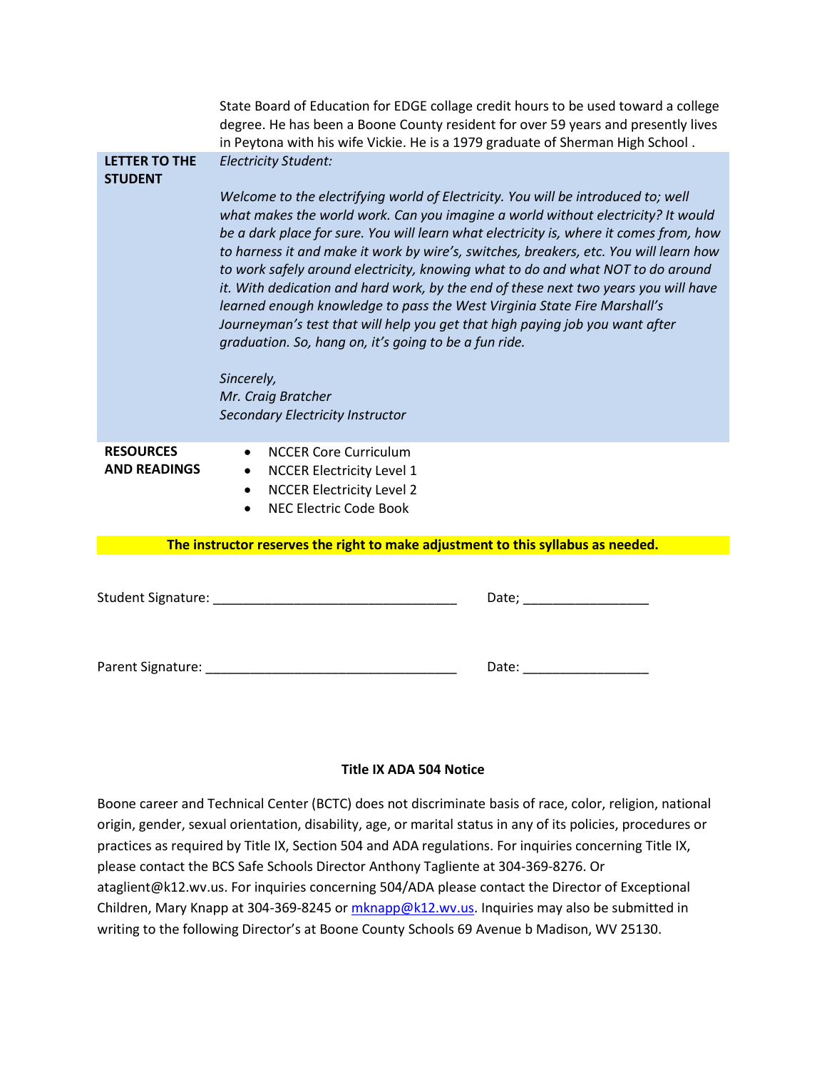| | |
|---|---|
| | State Board of Education for EDGE collage credit hours to be used toward a college degree. He has been a Boone County resident for over 59 years and presently lives in Peytona with his wife Vickie. He is a 1979 graduate of Sherman High School . |
| **LETTER TO THE STUDENT** | *Electricity Student:*<br><br>*Welcome to the electrifying world of Electricity. You will be introduced to; well what makes the world work. Can you imagine a world without electricity? It would be a dark place for sure. You will learn what electricity is, where it comes from, how to harness it and make it work by wire's, switches, breakers, etc. You will learn how to work safely around electricity, knowing what to do and what NOT to do around it. With dedication and hard work, by the end of these next two years you will have learned enough knowledge to pass the West Virginia State Fire Marshall's Journeyman's test that will help you get that high paying job you want after graduation. So, hang on, it's going to be a fun ride.*<br><br>*Sincerely,*<br>*Mr. Craig Bratcher*<br>*Secondary Electricity Instructor* |
| **RESOURCES AND READINGS** | • NCCER Core Curriculum<br>• NCCER Electricity Level 1<br>• NCCER Electricity Level 2<br>• NEC Electric Code Book |

**The instructor reserves the right to make adjustment to this syllabus as needed.**

Student Signature: _________________________________ Date; _________________

Parent Signature: __________________________________ Date: _________________

**Title IX ADA 504 Notice**

Boone career and Technical Center (BCTC) does not discriminate basis of race, color, religion, national origin, gender, sexual orientation, disability, age, or marital status in any of its policies, procedures or practices as required by Title IX, Section 504 and ADA regulations. For inquiries concerning Title IX, please contact the BCS Safe Schools Director Anthony Tagliente at 304-369-8276. Or ataglient@k12.wv.us. For inquiries concerning 504/ADA please contact the Director of Exceptional Children, Mary Knapp at 304-369-8245 or mknapp@k12.wv.us. Inquiries may also be submitted in writing to the following Director's at Boone County Schools 69 Avenue b Madison, WV 25130.